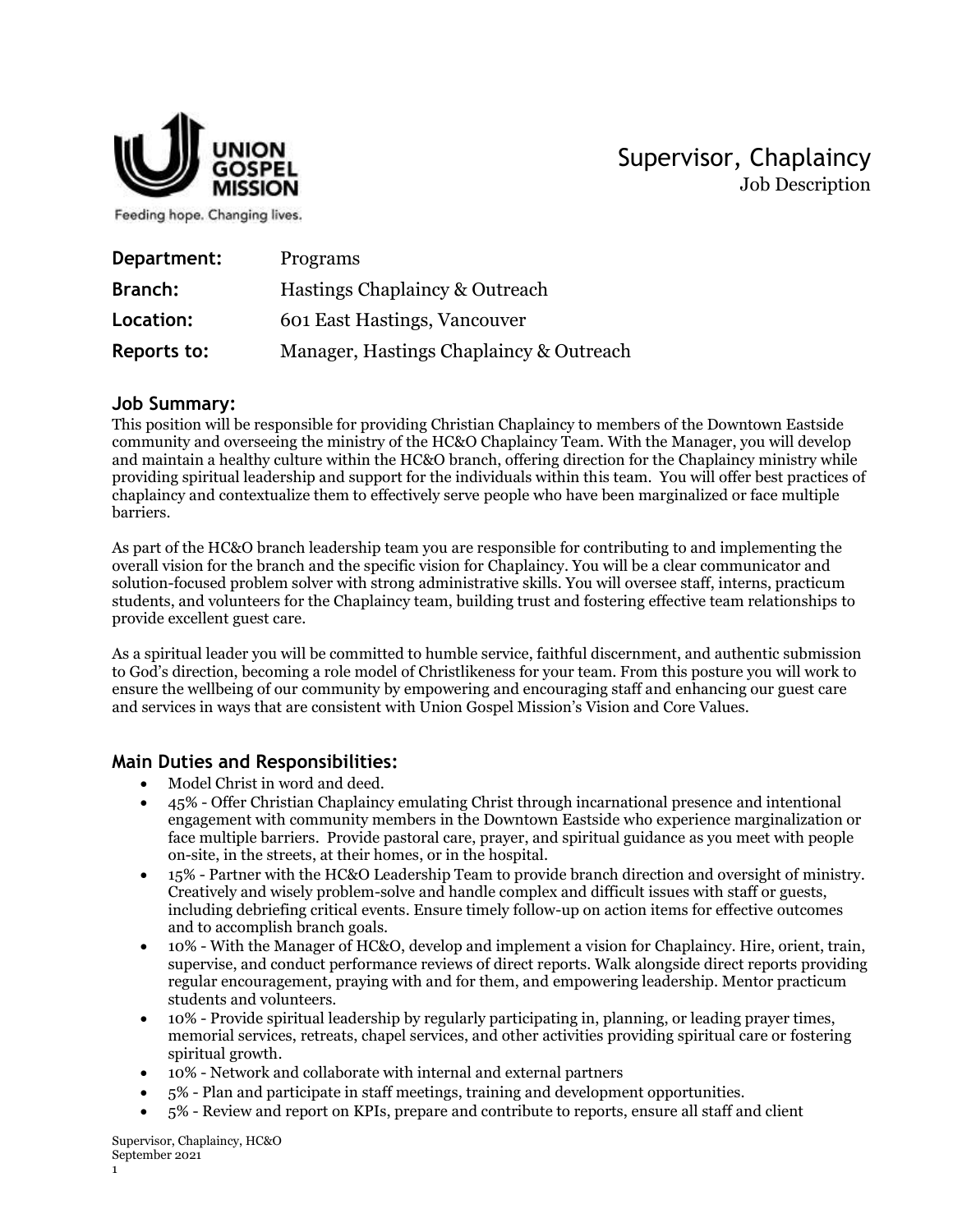UNION GOSPEL MISSION

Feeding hope. Changing lives.

# Supervisor, Chaplaincy

Job Description

**Department:** Programs

**Branch:** Hastings Chaplaincy & Outreach

**Location:** 601 East Hastings, Vancouver

**Reports to:** Manager, Hastings Chaplaincy & Outreach

## Job Summary:

This position will be responsible for providing Christian Chaplaincy to members of the Downtown Eastside community and overseeing the ministry of the HC&O Chaplaincy Team. With the Manager, you will develop and maintain a healthy culture within the HC&O branch, offering direction for the Chaplaincy ministry while providing spiritual leadership and support for the individuals within this team. You will offer best practices of chaplaincy and contextualize them to effectively serve people who have been marginalized or face multiple barriers.

As part of the HC&O branch leadership team you are responsible for contributing to and implementing the overall vision for the branch and the specific vision for Chaplaincy. You will be a clear communicator and solution-focused problem solver with strong administrative skills. You will oversee staff, interns, practicum students, and volunteers for the Chaplaincy team, building trust and fostering effective team relationships to provide excellent guest care.

As a spiritual leader you will be committed to humble service, faithful discernment, and authentic submission to God's direction, becoming a role model of Christlikeness for your team. From this posture you will work to ensure the wellbeing of our community by empowering and encouraging staff and enhancing our guest care and services in ways that are consistent with Union Gospel Mission's Vision and Core Values.

## Main Duties and Responsibilities:

- Model Christ in word and deed.
- 45% - Offer Christian Chaplaincy emulating Christ through incarnational presence and intentional engagement with community members in the Downtown Eastside who experience marginalization or face multiple barriers. Provide pastoral care, prayer, and spiritual guidance as you meet with people on-site, in the streets, at their homes, or in the hospital.
- 15% - Partner with the HC&O Leadership Team to provide branch direction and oversight of ministry. Creatively and wisely problem-solve and handle complex and difficult issues with staff or guests, including debriefing critical events. Ensure timely follow-up on action items for effective outcomes and to accomplish branch goals.
- 10% - With the Manager of HC&O, develop and implement a vision for Chaplaincy. Hire, orient, train, supervise, and conduct performance reviews of direct reports. Walk alongside direct reports providing regular encouragement, praying with and for them, and empowering leadership. Mentor practicum students and volunteers.
- 10% - Provide spiritual leadership by regularly participating in, planning, or leading prayer times, memorial services, retreats, chapel services, and other activities providing spiritual care or fostering spiritual growth.
- 10% - Network and collaborate with internal and external partners
- 5% - Plan and participate in staff meetings, training and development opportunities.
- 5% - Review and report on KPIs, prepare and contribute to reports, ensure all staff and client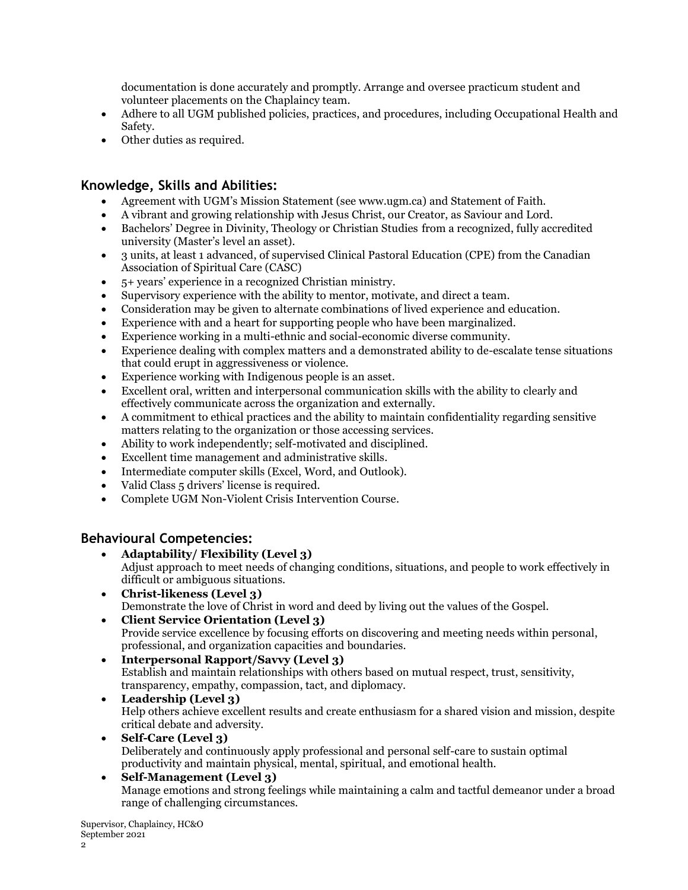documentation is done accurately and promptly. Arrange and oversee practicum student and volunteer placements on the Chaplaincy team.

- Adhere to all UGM published policies, practices, and procedures, including Occupational Health and Safety.
- Other duties as required.

## Knowledge, Skills and Abilities:

- Agreement with UGM's Mission Statement (see www.ugm.ca) and Statement of Faith.
- A vibrant and growing relationship with Jesus Christ, our Creator, as Saviour and Lord.
- Bachelors' Degree in Divinity, Theology or Christian Studies from a recognized, fully accredited university (Master's level an asset).
- 3 units, at least 1 advanced, of supervised Clinical Pastoral Education (CPE) from the Canadian Association of Spiritual Care (CASC)
- 5+ years' experience in a recognized Christian ministry.
- Supervisory experience with the ability to mentor, motivate, and direct a team.
- Consideration may be given to alternate combinations of lived experience and education.
- Experience with and a heart for supporting people who have been marginalized.
- Experience working in a multi-ethnic and social-economic diverse community.
- Experience dealing with complex matters and a demonstrated ability to de-escalate tense situations that could erupt in aggressiveness or violence.
- Experience working with Indigenous people is an asset.
- Excellent oral, written and interpersonal communication skills with the ability to clearly and effectively communicate across the organization and externally.
- A commitment to ethical practices and the ability to maintain confidentiality regarding sensitive matters relating to the organization or those accessing services.
- Ability to work independently; self-motivated and disciplined.
- Excellent time management and administrative skills.
- Intermediate computer skills (Excel, Word, and Outlook).
- Valid Class 5 drivers' license is required.
- Complete UGM Non-Violent Crisis Intervention Course.

## Behavioural Competencies:

- **Adaptability/ Flexibility (Level 3)**
  Adjust approach to meet needs of changing conditions, situations, and people to work effectively in difficult or ambiguous situations.
- **Christ-likeness (Level 3)**
  Demonstrate the love of Christ in word and deed by living out the values of the Gospel.
- **Client Service Orientation (Level 3)**
  Provide service excellence by focusing efforts on discovering and meeting needs within personal, professional, and organization capacities and boundaries.
- **Interpersonal Rapport/Savvy (Level 3)**
  Establish and maintain relationships with others based on mutual respect, trust, sensitivity, transparency, empathy, compassion, tact, and diplomacy.
- **Leadership (Level 3)**
  Help others achieve excellent results and create enthusiasm for a shared vision and mission, despite critical debate and adversity.
- **Self-Care (Level 3)**
  Deliberately and continuously apply professional and personal self-care to sustain optimal productivity and maintain physical, mental, spiritual, and emotional health.
- **Self-Management (Level 3)**
  Manage emotions and strong feelings while maintaining a calm and tactful demeanor under a broad range of challenging circumstances.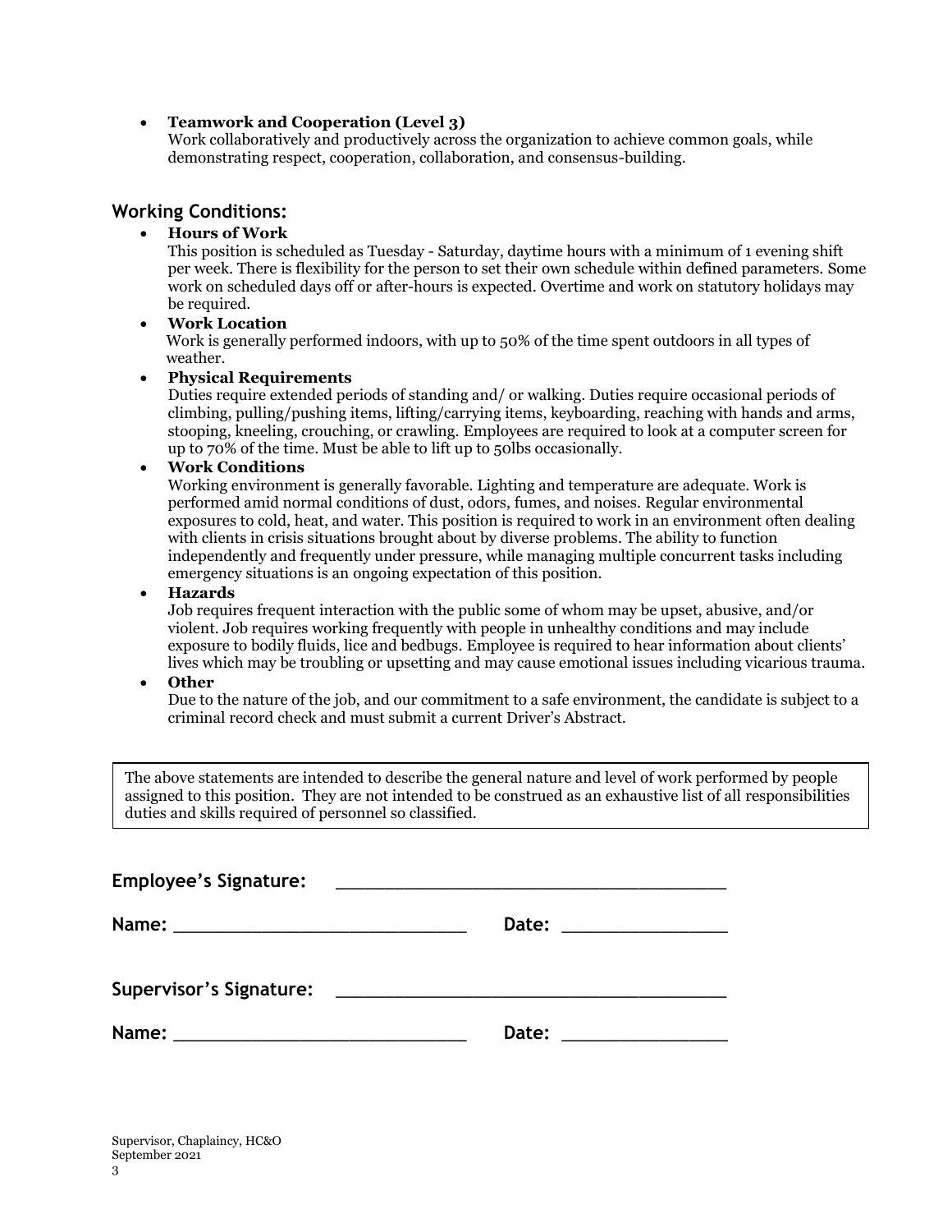- **Teamwork and Cooperation (Level 3)**
  Work collaboratively and productively across the organization to achieve common goals, while demonstrating respect, cooperation, collaboration, and consensus-building.

## Working Conditions:

- **Hours of Work**
  This position is scheduled as Tuesday - Saturday, daytime hours with a minimum of 1 evening shift per week. There is flexibility for the person to set their own schedule within defined parameters. Some work on scheduled days off or after-hours is expected. Overtime and work on statutory holidays may be required.
- **Work Location**
  Work is generally performed indoors, with up to 50% of the time spent outdoors in all types of weather.
- **Physical Requirements**
  Duties require extended periods of standing and/ or walking. Duties require occasional periods of climbing, pulling/pushing items, lifting/carrying items, keyboarding, reaching with hands and arms, stooping, kneeling, crouching, or crawling. Employees are required to look at a computer screen for up to 70% of the time. Must be able to lift up to 50lbs occasionally.
- **Work Conditions**
  Working environment is generally favorable. Lighting and temperature are adequate. Work is performed amid normal conditions of dust, odors, fumes, and noises. Regular environmental exposures to cold, heat, and water. This position is required to work in an environment often dealing with clients in crisis situations brought about by diverse problems. The ability to function independently and frequently under pressure, while managing multiple concurrent tasks including emergency situations is an ongoing expectation of this position.
- **Hazards**
  Job requires frequent interaction with the public some of whom may be upset, abusive, and/or violent. Job requires working frequently with people in unhealthy conditions and may include exposure to bodily fluids, lice and bedbugs. Employee is required to hear information about clients' lives which may be troubling or upsetting and may cause emotional issues including vicarious trauma.
- **Other**
  Due to the nature of the job, and our commitment to a safe environment, the candidate is subject to a criminal record check and must submit a current Driver's Abstract.

The above statements are intended to describe the general nature and level of work performed by people assigned to this position. They are not intended to be construed as an exhaustive list of all responsibilities duties and skills required of personnel so classified.

**Employee's Signature:** ____________________________________

**Name:** ____________________________ **Date:** _______________

**Supervisor's Signature:** ____________________________________

**Name:** ____________________________ **Date:** _______________

Supervisor, Chaplaincy, HC&O
September 2021